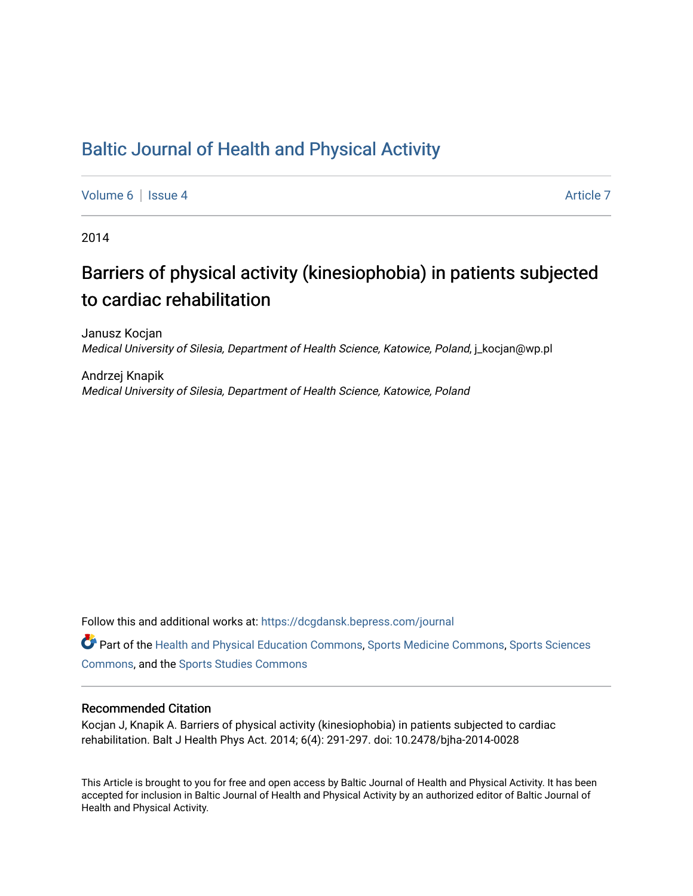# Baltic Journal of Health and Physical Activity

Volume 6 | Issue 4 Article 7

2014

## Barriers of physical activity (kinesiophobia) in patients subjected to cardiac rehabilitation

Janusz Kocjan
*Medical University of Silesia, Department of Health Science, Katowice, Poland*, j_kocjan@wp.pl

Andrzej Knapik
*Medical University of Silesia, Department of Health Science, Katowice, Poland*

Follow this and additional works at: https://dcgdansk.bepress.com/journal

Part of the Health and Physical Education Commons, Sports Medicine Commons, Sports Sciences Commons, and the Sports Studies Commons

### Recommended Citation

Kocjan J, Knapik A. Barriers of physical activity (kinesiophobia) in patients subjected to cardiac rehabilitation. Balt J Health Phys Act. 2014; 6(4): 291-297. doi: 10.2478/bjha-2014-0028

This Article is brought to you for free and open access by Baltic Journal of Health and Physical Activity. It has been accepted for inclusion in Baltic Journal of Health and Physical Activity by an authorized editor of Baltic Journal of Health and Physical Activity.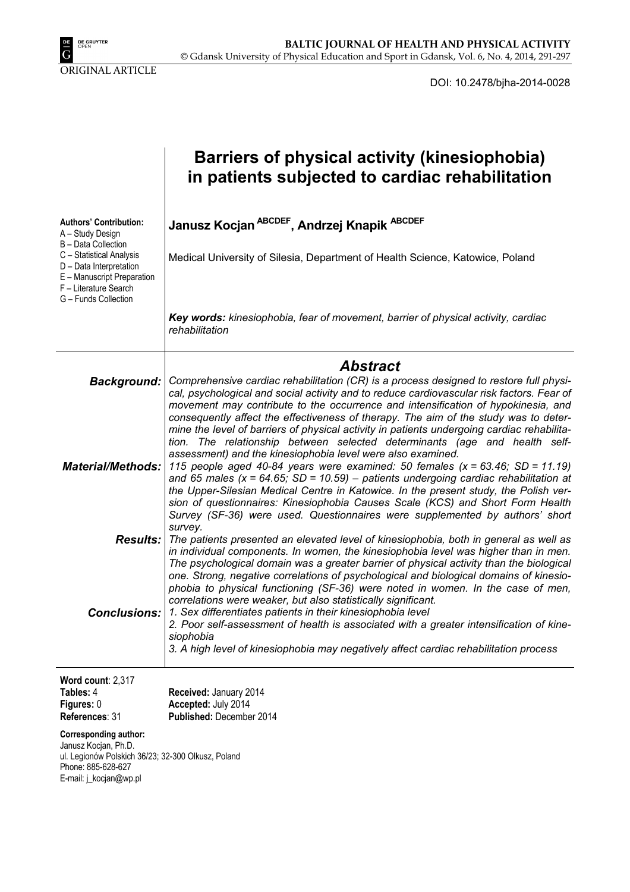ORIGINAL ARTICLE

DOI: 10.2478/bjha-2014-0028

# Barriers of physical activity (kinesiophobia) in patients subjected to cardiac rehabilitation

**Authors' Contribution:**
A – Study Design
B – Data Collection
C – Statistical Analysis
D – Data Interpretation
E – Manuscript Preparation
F – Literature Search
G – Funds Collection

**Janusz Kocjan [ABCDEF], Andrzej Knapik [ABCDEF]**

Medical University of Silesia, Department of Health Science, Katowice, Poland

***Key words:*** *kinesiophobia, fear of movement, barrier of physical activity, cardiac rehabilitation*

## *Abstract*

***Background:*** *Comprehensive cardiac rehabilitation (CR) is a process designed to restore full physical, psychological and social activity and to reduce cardiovascular risk factors. Fear of movement may contribute to the occurrence and intensification of hypokinesia, and consequently affect the effectiveness of therapy. The aim of the study was to determine the level of barriers of physical activity in patients undergoing cardiac rehabilitation. The relationship between selected determinants (age and health self-assessment) and the kinesiophobia level were also examined.*

***Material/Methods:*** *115 people aged 40-84 years were examined: 50 females (x = 63.46; SD = 11.19) and 65 males (x = 64.65; SD = 10.59) – patients undergoing cardiac rehabilitation at the Upper-Silesian Medical Centre in Katowice. In the present study, the Polish version of questionnaires: Kinesiophobia Causes Scale (KCS) and Short Form Health Survey (SF-36) were used. Questionnaires were supplemented by authors' short survey.*

***Results:*** *The patients presented an elevated level of kinesiophobia, both in general as well as in individual components. In women, the kinesiophobia level was higher than in men. The psychological domain was a greater barrier of physical activity than the biological one. Strong, negative correlations of psychological and biological domains of kinesiophobia to physical functioning (SF-36) were noted in women. In the case of men, correlations were weaker, but also statistically significant.*

***Conclusions:***
*1. Sex differentiates patients in their kinesiophobia level*
*2. Poor self-assessment of health is associated with a greater intensification of kinesiophobia*
*3. A high level of kinesiophobia may negatively affect cardiac rehabilitation process*

**Word count**: 2,317
**Tables:** 4
**Figures:** 0
**References**: 31

**Received:** January 2014
**Accepted:** July 2014
**Published:** December 2014

**Corresponding author:**
Janusz Kocjan, Ph.D.
ul. Legionów Polskich 36/23; 32-300 Olkusz, Poland
Phone: 885-628-627
E-mail: j_kocjan@wp.pl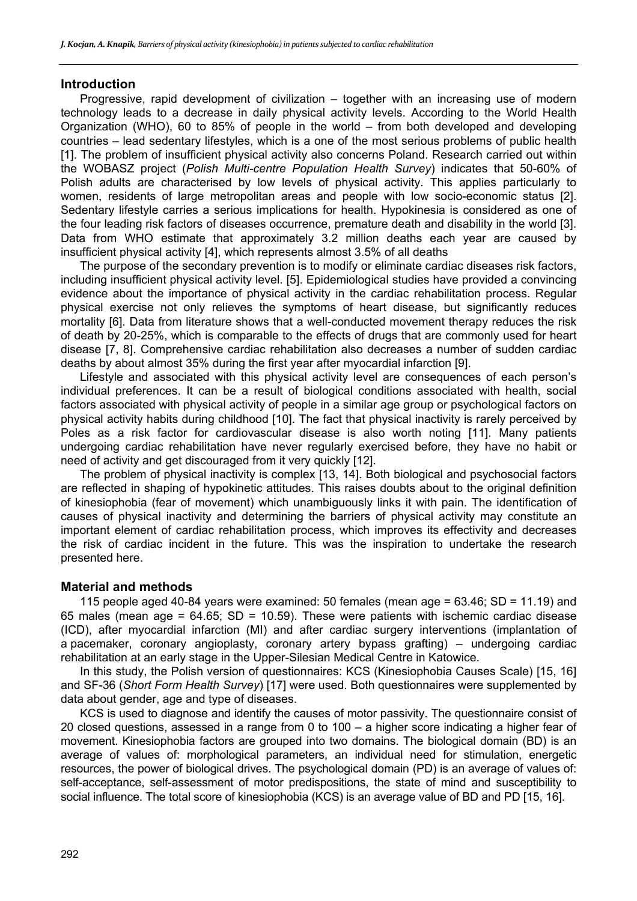## Introduction

Progressive, rapid development of civilization – together with an increasing use of modern technology leads to a decrease in daily physical activity levels. According to the World Health Organization (WHO), 60 to 85% of people in the world – from both developed and developing countries – lead sedentary lifestyles, which is a one of the most serious problems of public health [1]. The problem of insufficient physical activity also concerns Poland. Research carried out within the WOBASZ project (*Polish Multi-centre Population Health Survey*) indicates that 50-60% of Polish adults are characterised by low levels of physical activity. This applies particularly to women, residents of large metropolitan areas and people with low socio-economic status [2]. Sedentary lifestyle carries a serious implications for health. Hypokinesia is considered as one of the four leading risk factors of diseases occurrence, premature death and disability in the world [3]. Data from WHO estimate that approximately 3.2 million deaths each year are caused by insufficient physical activity [4], which represents almost 3.5% of all deaths

The purpose of the secondary prevention is to modify or eliminate cardiac diseases risk factors, including insufficient physical activity level. [5]. Epidemiological studies have provided a convincing evidence about the importance of physical activity in the cardiac rehabilitation process. Regular physical exercise not only relieves the symptoms of heart disease, but significantly reduces mortality [6]. Data from literature shows that a well-conducted movement therapy reduces the risk of death by 20-25%, which is comparable to the effects of drugs that are commonly used for heart disease [7, 8]. Comprehensive cardiac rehabilitation also decreases a number of sudden cardiac deaths by about almost 35% during the first year after myocardial infarction [9].

Lifestyle and associated with this physical activity level are consequences of each person's individual preferences. It can be a result of biological conditions associated with health, social factors associated with physical activity of people in a similar age group or psychological factors on physical activity habits during childhood [10]. The fact that physical inactivity is rarely perceived by Poles as a risk factor for cardiovascular disease is also worth noting [11]. Many patients undergoing cardiac rehabilitation have never regularly exercised before, they have no habit or need of activity and get discouraged from it very quickly [12].

The problem of physical inactivity is complex [13, 14]. Both biological and psychosocial factors are reflected in shaping of hypokinetic attitudes. This raises doubts about to the original definition of kinesiophobia (fear of movement) which unambiguously links it with pain. The identification of causes of physical inactivity and determining the barriers of physical activity may constitute an important element of cardiac rehabilitation process, which improves its effectivity and decreases the risk of cardiac incident in the future. This was the inspiration to undertake the research presented here.

## Material and methods

115 people aged 40-84 years were examined: 50 females (mean age = 63.46; SD = 11.19) and 65 males (mean age = 64.65; SD = 10.59). These were patients with ischemic cardiac disease (ICD), after myocardial infarction (MI) and after cardiac surgery interventions (implantation of a pacemaker, coronary angioplasty, coronary artery bypass grafting) – undergoing cardiac rehabilitation at an early stage in the Upper-Silesian Medical Centre in Katowice.

In this study, the Polish version of questionnaires: KCS (Kinesiophobia Causes Scale) [15, 16] and SF-36 (*Short Form Health Survey*) [17] were used. Both questionnaires were supplemented by data about gender, age and type of diseases.

KCS is used to diagnose and identify the causes of motor passivity. The questionnaire consist of 20 closed questions, assessed in a range from 0 to 100 – a higher score indicating a higher fear of movement. Kinesiophobia factors are grouped into two domains. The biological domain (BD) is an average of values of: morphological parameters, an individual need for stimulation, energetic resources, the power of biological drives. The psychological domain (PD) is an average of values of: self-acceptance, self-assessment of motor predispositions, the state of mind and susceptibility to social influence. The total score of kinesiophobia (KCS) is an average value of BD and PD [15, 16].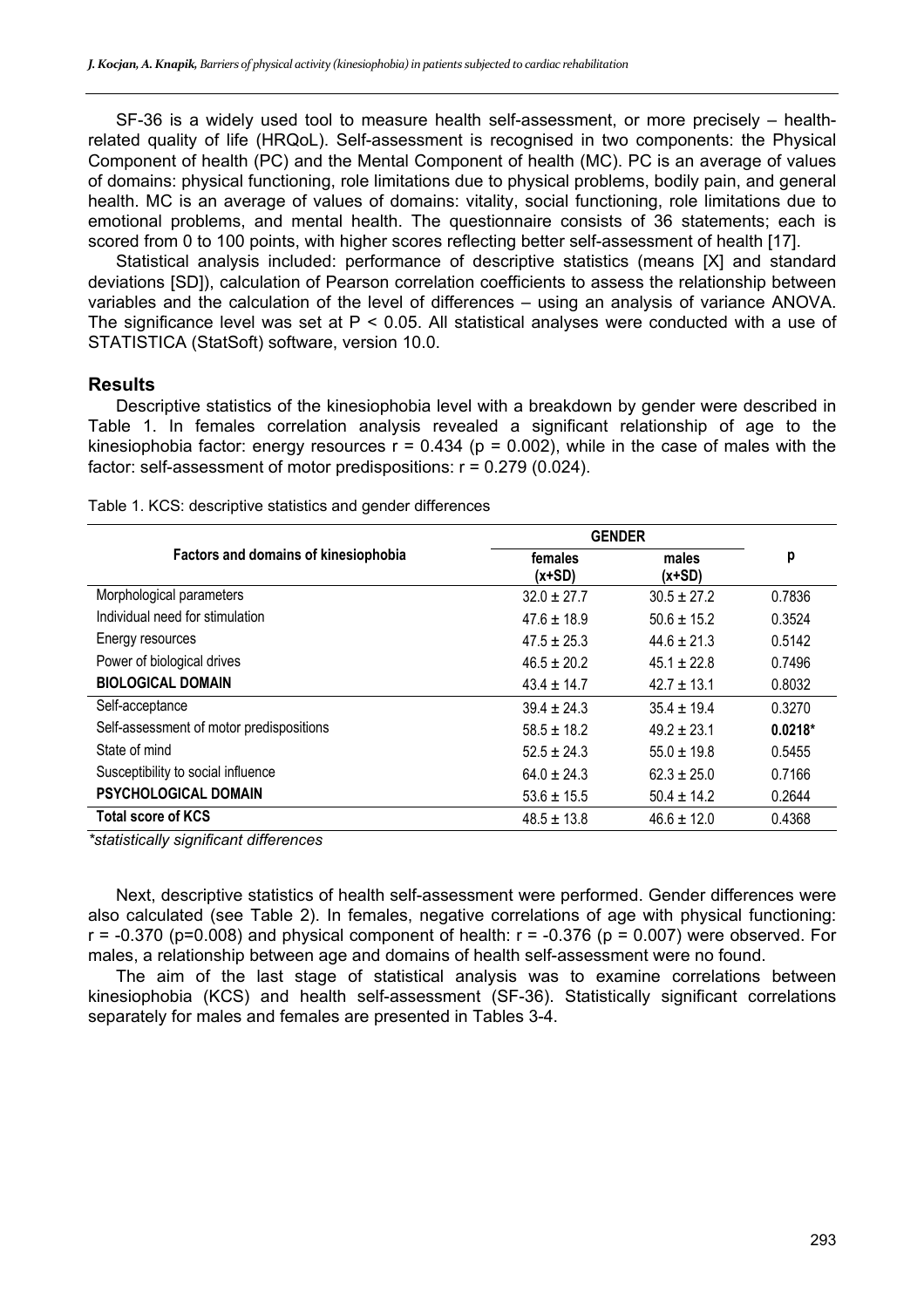SF-36 is a widely used tool to measure health self-assessment, or more precisely – health-related quality of life (HRQoL). Self-assessment is recognised in two components: the Physical Component of health (PC) and the Mental Component of health (MC). PC is an average of values of domains: physical functioning, role limitations due to physical problems, bodily pain, and general health. MC is an average of values of domains: vitality, social functioning, role limitations due to emotional problems, and mental health. The questionnaire consists of 36 statements; each is scored from 0 to 100 points, with higher scores reflecting better self-assessment of health [17].

Statistical analysis included: performance of descriptive statistics (means [X] and standard deviations [SD]), calculation of Pearson correlation coefficients to assess the relationship between variables and the calculation of the level of differences – using an analysis of variance ANOVA. The significance level was set at $P < 0.05$. All statistical analyses were conducted with a use of STATISTICA (StatSoft) software, version 10.0.

## Results

Descriptive statistics of the kinesiophobia level with a breakdown by gender were described in Table 1. In females correlation analysis revealed a significant relationship of age to the kinesiophobia factor: energy resources $r = 0.434$ ($p = 0.002$), while in the case of males with the factor: self-assessment of motor predispositions: $r = 0.279$ (0.024).

Table 1. KCS: descriptive statistics and gender differences

| Factors and domains of kinesiophobia | GENDER | | p |
|---|---|---|---|
| | females (x+SD) | males (x+SD) | |
| Morphological parameters | 32.0 ± 27.7 | 30.5 ± 27.2 | 0.7836 |
| Individual need for stimulation | 47.6 ± 18.9 | 50.6 ± 15.2 | 0.3524 |
| Energy resources | 47.5 ± 25.3 | 44.6 ± 21.3 | 0.5142 |
| Power of biological drives | 46.5 ± 20.2 | 45.1 ± 22.8 | 0.7496 |
| **BIOLOGICAL DOMAIN** | 43.4 ± 14.7 | 42.7 ± 13.1 | 0.8032 |
| Self-acceptance | 39.4 ± 24.3 | 35.4 ± 19.4 | 0.3270 |
| Self-assessment of motor predispositions | 58.5 ± 18.2 | 49.2 ± 23.1 | **0.0218*** |
| State of mind | 52.5 ± 24.3 | 55.0 ± 19.8 | 0.5455 |
| Susceptibility to social influence | 64.0 ± 24.3 | 62.3 ± 25.0 | 0.7166 |
| **PSYCHOLOGICAL DOMAIN** | 53.6 ± 15.5 | 50.4 ± 14.2 | 0.2644 |
| **Total score of KCS** | 48.5 ± 13.8 | 46.6 ± 12.0 | 0.4368 |

*\*statistically significant differences*

Next, descriptive statistics of health self-assessment were performed. Gender differences were also calculated (see Table 2). In females, negative correlations of age with physical functioning: $r = -0.370$ ($p=0.008$) and physical component of health: $r = -0.376$ ($p = 0.007$) were observed. For males, a relationship between age and domains of health self-assessment were no found.

The aim of the last stage of statistical analysis was to examine correlations between kinesiophobia (KCS) and health self-assessment (SF-36). Statistically significant correlations separately for males and females are presented in Tables 3-4.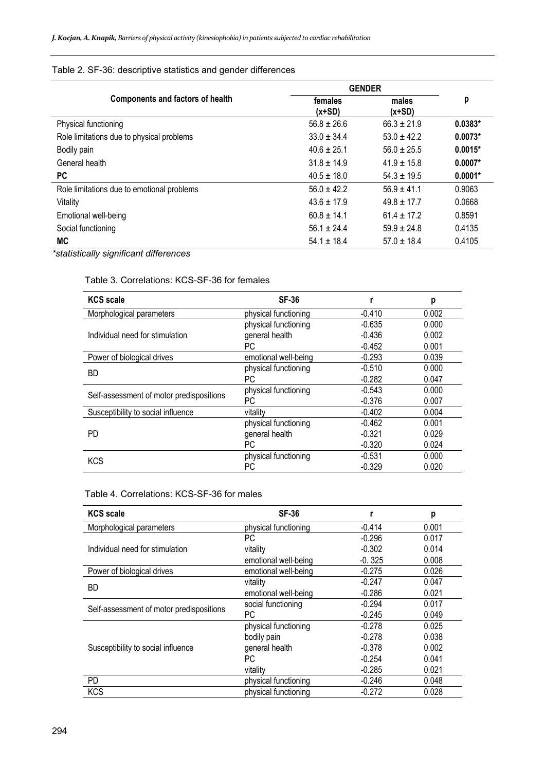Table 2. SF-36: descriptive statistics and gender differences

| Components and factors of health | GENDER | | p |
|---|---|---|---|
| | females (x+SD) | males (x+SD) | |
| Physical functioning | 56.8 ± 26.6 | 66.3 ± 21.9 | **0.0383*** |
| Role limitations due to physical problems | 33.0 ± 34.4 | 53.0 ± 42.2 | **0.0073*** |
| Bodily pain | 40.6 ± 25.1 | 56.0 ± 25.5 | **0.0015*** |
| General health | 31.8 ± 14.9 | 41.9 ± 15.8 | **0.0007*** |
| **PC** | 40.5 ± 18.0 | 54.3 ± 19.5 | **0.0001*** |
| Role limitations due to emotional problems | 56.0 ± 42.2 | 56.9 ± 41.1 | 0.9063 |
| Vitality | 43.6 ± 17.9 | 49.8 ± 17.7 | 0.0668 |
| Emotional well-being | 60.8 ± 14.1 | 61.4 ± 17.2 | 0.8591 |
| Social functioning | 56.1 ± 24.4 | 59.9 ± 24.8 | 0.4135 |
| **MC** | 54.1 ± 18.4 | 57.0 ± 18.4 | 0.4105 |

*\*statistically significant differences*

Table 3. Correlations: KCS-SF-36 for females

| KCS scale | SF-36 | r | p |
|---|---|---|---|
| Morphological parameters | physical functioning | -0.410 | 0.002 |
| Individual need for stimulation | physical functioning | -0.635 | 0.000 |
| | general health | -0.436 | 0.002 |
| | PC | -0.452 | 0.001 |
| Power of biological drives | emotional well-being | -0.293 | 0.039 |
| BD | physical functioning | -0.510 | 0.000 |
| | PC | -0.282 | 0.047 |
| Self-assessment of motor predispositions | physical functioning | -0.543 | 0.000 |
| | PC | -0.376 | 0.007 |
| Susceptibility to social influence | vitality | -0.402 | 0.004 |
| PD | physical functioning | -0.462 | 0.001 |
| | general health | -0.321 | 0.029 |
| | PC | -0.320 | 0.024 |
| KCS | physical functioning | -0.531 | 0.000 |
| | PC | -0.329 | 0.020 |

Table 4. Correlations: KCS-SF-36 for males

| KCS scale | SF-36 | r | p |
|---|---|---|---|
| Morphological parameters | physical functioning | -0.414 | 0.001 |
| Individual need for stimulation | PC | -0.296 | 0.017 |
| | vitality | -0.302 | 0.014 |
| | emotional well-being | -0. 325 | 0.008 |
| Power of biological drives | emotional well-being | -0.275 | 0.026 |
| BD | vitality | -0.247 | 0.047 |
| | emotional well-being | -0.286 | 0.021 |
| Self-assessment of motor predispositions | social functioning | -0.294 | 0.017 |
| | PC | -0.245 | 0.049 |
| Susceptibility to social influence | physical functioning | -0.278 | 0.025 |
| | bodily pain | -0.278 | 0.038 |
| | general health | -0.378 | 0.002 |
| | PC | -0.254 | 0.041 |
| | vitality | -0.285 | 0.021 |
| PD | physical functioning | -0.246 | 0.048 |
| KCS | physical functioning | -0.272 | 0.028 |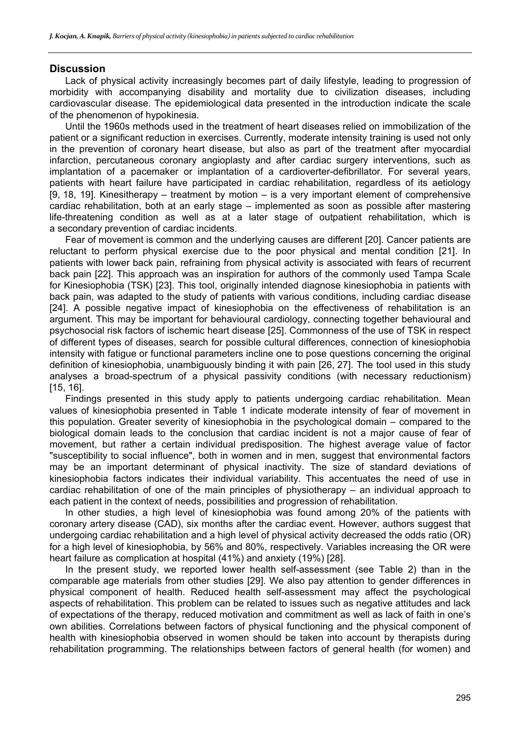## Discussion

Lack of physical activity increasingly becomes part of daily lifestyle, leading to progression of morbidity with accompanying disability and mortality due to civilization diseases, including cardiovascular disease. The epidemiological data presented in the introduction indicate the scale of the phenomenon of hypokinesia.

Until the 1960s methods used in the treatment of heart diseases relied on immobilization of the patient or a significant reduction in exercises. Currently, moderate intensity training is used not only in the prevention of coronary heart disease, but also as part of the treatment after myocardial infarction, percutaneous coronary angioplasty and after cardiac surgery interventions, such as implantation of a pacemaker or implantation of a cardioverter-defibrillator. For several years, patients with heart failure have participated in cardiac rehabilitation, regardless of its aetiology [9, 18, 19]. Kinesitherapy – treatment by motion – is a very important element of comprehensive cardiac rehabilitation, both at an early stage – implemented as soon as possible after mastering life-threatening condition as well as at a later stage of outpatient rehabilitation, which is a secondary prevention of cardiac incidents.

Fear of movement is common and the underlying causes are different [20]. Cancer patients are reluctant to perform physical exercise due to the poor physical and mental condition [21]. In patients with lower back pain, refraining from physical activity is associated with fears of recurrent back pain [22]. This approach was an inspiration for authors of the commonly used Tampa Scale for Kinesiophobia (TSK) [23]. This tool, originally intended diagnose kinesiophobia in patients with back pain, was adapted to the study of patients with various conditions, including cardiac disease [24]. A possible negative impact of kinesiophobia on the effectiveness of rehabilitation is an argument. This may be important for behavioural cardiology, connecting together behavioural and psychosocial risk factors of ischemic heart disease [25]. Commonness of the use of TSK in respect of different types of diseases, search for possible cultural differences, connection of kinesiophobia intensity with fatigue or functional parameters incline one to pose questions concerning the original definition of kinesiophobia, unambiguously binding it with pain [26, 27]. The tool used in this study analyses a broad-spectrum of a physical passivity conditions (with necessary reductionism) [15, 16].

Findings presented in this study apply to patients undergoing cardiac rehabilitation. Mean values of kinesiophobia presented in Table 1 indicate moderate intensity of fear of movement in this population. Greater severity of kinesiophobia in the psychological domain – compared to the biological domain leads to the conclusion that cardiac incident is not a major cause of fear of movement, but rather a certain individual predisposition. The highest average value of factor "susceptibility to social influence", both in women and in men, suggest that environmental factors may be an important determinant of physical inactivity. The size of standard deviations of kinesiophobia factors indicates their individual variability. This accentuates the need of use in cardiac rehabilitation of one of the main principles of physiotherapy – an individual approach to each patient in the context of needs, possibilities and progression of rehabilitation.

In other studies, a high level of kinesiophobia was found among 20% of the patients with coronary artery disease (CAD), six months after the cardiac event. However, authors suggest that undergoing cardiac rehabilitation and a high level of physical activity decreased the odds ratio (OR) for a high level of kinesiophobia, by 56% and 80%, respectively. Variables increasing the OR were heart failure as complication at hospital (41%) and anxiety (19%) [28].

In the present study, we reported lower health self-assessment (see Table 2) than in the comparable age materials from other studies [29]. We also pay attention to gender differences in physical component of health. Reduced health self-assessment may affect the psychological aspects of rehabilitation. This problem can be related to issues such as negative attitudes and lack of expectations of the therapy, reduced motivation and commitment as well as lack of faith in one's own abilities. Correlations between factors of physical functioning and the physical component of health with kinesiophobia observed in women should be taken into account by therapists during rehabilitation programming. The relationships between factors of general health (for women) and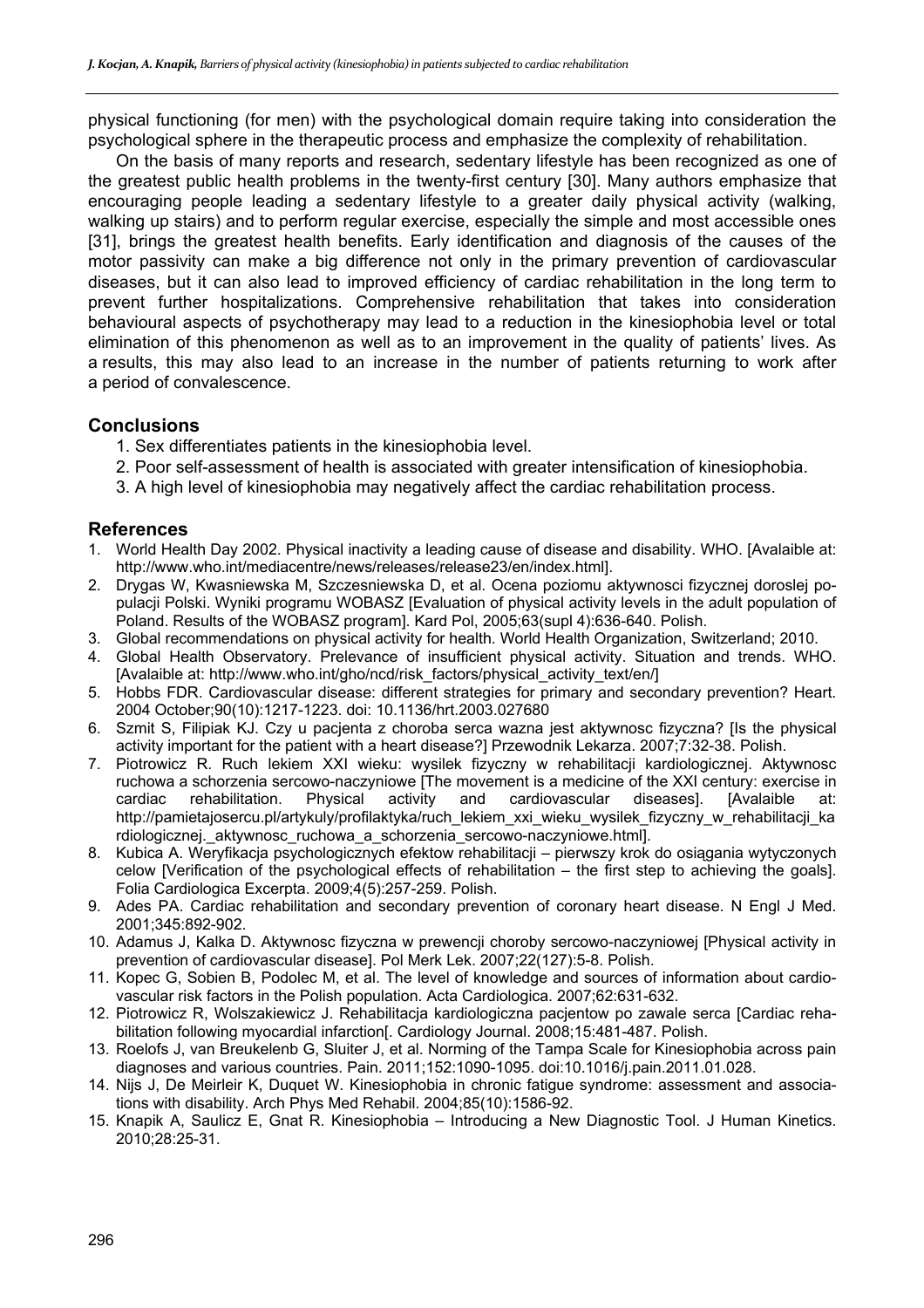physical functioning (for men) with the psychological domain require taking into consideration the psychological sphere in the therapeutic process and emphasize the complexity of rehabilitation.

On the basis of many reports and research, sedentary lifestyle has been recognized as one of the greatest public health problems in the twenty-first century [30]. Many authors emphasize that encouraging people leading a sedentary lifestyle to a greater daily physical activity (walking, walking up stairs) and to perform regular exercise, especially the simple and most accessible ones [31], brings the greatest health benefits. Early identification and diagnosis of the causes of the motor passivity can make a big difference not only in the primary prevention of cardiovascular diseases, but it can also lead to improved efficiency of cardiac rehabilitation in the long term to prevent further hospitalizations. Comprehensive rehabilitation that takes into consideration behavioural aspects of psychotherapy may lead to a reduction in the kinesiophobia level or total elimination of this phenomenon as well as to an improvement in the quality of patients' lives. As a results, this may also lead to an increase in the number of patients returning to work after a period of convalescence.

## Conclusions

1. Sex differentiates patients in the kinesiophobia level.
2. Poor self-assessment of health is associated with greater intensification of kinesiophobia.
3. A high level of kinesiophobia may negatively affect the cardiac rehabilitation process.

## References

1. World Health Day 2002. Physical inactivity a leading cause of disease and disability. WHO. [Avalaible at: http://www.who.int/mediacentre/news/releases/release23/en/index.html].
2. Drygas W, Kwasniewska M, Szczesniewska D, et al. Ocena poziomu aktywnosci fizycznej doroslej populacji Polski. Wyniki programu WOBASZ [Evaluation of physical activity levels in the adult population of Poland. Results of the WOBASZ program]. Kard Pol, 2005;63(supl 4):636-640. Polish.
3. Global recommendations on physical activity for health. World Health Organization, Switzerland; 2010.
4. Global Health Observatory. Prelevance of insufficient physical activity. Situation and trends. WHO. [Avalaible at: http://www.who.int/gho/ncd/risk_factors/physical_activity_text/en/]
5. Hobbs FDR. Cardiovascular disease: different strategies for primary and secondary prevention? Heart. 2004 October;90(10):1217-1223. doi: 10.1136/hrt.2003.027680
6. Szmit S, Filipiak KJ. Czy u pacjenta z choroba serca wazna jest aktywnosc fizyczna? [Is the physical activity important for the patient with a heart disease?] Przewodnik Lekarza. 2007;7:32-38. Polish.
7. Piotrowicz R. Ruch lekiem XXI wieku: wysilek fizyczny w rehabilitacji kardiologicznej. Aktywnosc ruchowa a schorzenia sercowo-naczyniowe [The movement is a medicine of the XXI century: exercise in cardiac rehabilitation. Physical activity and cardiovascular diseases]. [Avalaible at: http://pamietajosercu.pl/artykuly/profilaktyka/ruch_lekiem_xxi_wieku_wysilek_fizyczny_w_rehabilitacji_kardiologicznej._aktywnosc_ruchowa_a_schorzenia_sercowo-naczyniowe.html].
8. Kubica A. Weryfikacja psychologicznych efektow rehabilitacji – pierwszy krok do osiągania wytycznych celow [Verification of the psychological effects of rehabilitation – the first step to achieving the goals]. Folia Cardiologica Excerpta. 2009;4(5):257-259. Polish.
9. Ades PA. Cardiac rehabilitation and secondary prevention of coronary heart disease. N Engl J Med. 2001;345:892-902.
10. Adamus J, Kalka D. Aktywnosc fizyczna w prewencji choroby sercowo-naczyniowej [Physical activity in prevention of cardiovascular disease]. Pol Merk Lek. 2007;22(127):5-8. Polish.
11. Kopec G, Sobien B, Podolec M, et al. The level of knowledge and sources of information about cardiovascular risk factors in the Polish population. Acta Cardiologica. 2007;62:631-632.
12. Piotrowicz R, Wolszakiewicz J. Rehabilitacja kardiologiczna pacjentow po zawale serca [Cardiac rehabilitation following myocardial infarction[. Cardiology Journal. 2008;15:481-487. Polish.
13. Roelofs J, van Breukelenb G, Sluiter J, et al. Norming of the Tampa Scale for Kinesiophobia across pain diagnoses and various countries. Pain. 2011;152:1090-1095. doi:10.1016/j.pain.2011.01.028.
14. Nijs J, De Meirleir K, Duquet W. Kinesiophobia in chronic fatigue syndrome: assessment and associations with disability. Arch Phys Med Rehabil. 2004;85(10):1586-92.
15. Knapik A, Saulicz E, Gnat R. Kinesiophobia – Introducing a New Diagnostic Tool. J Human Kinetics. 2010;28:25-31.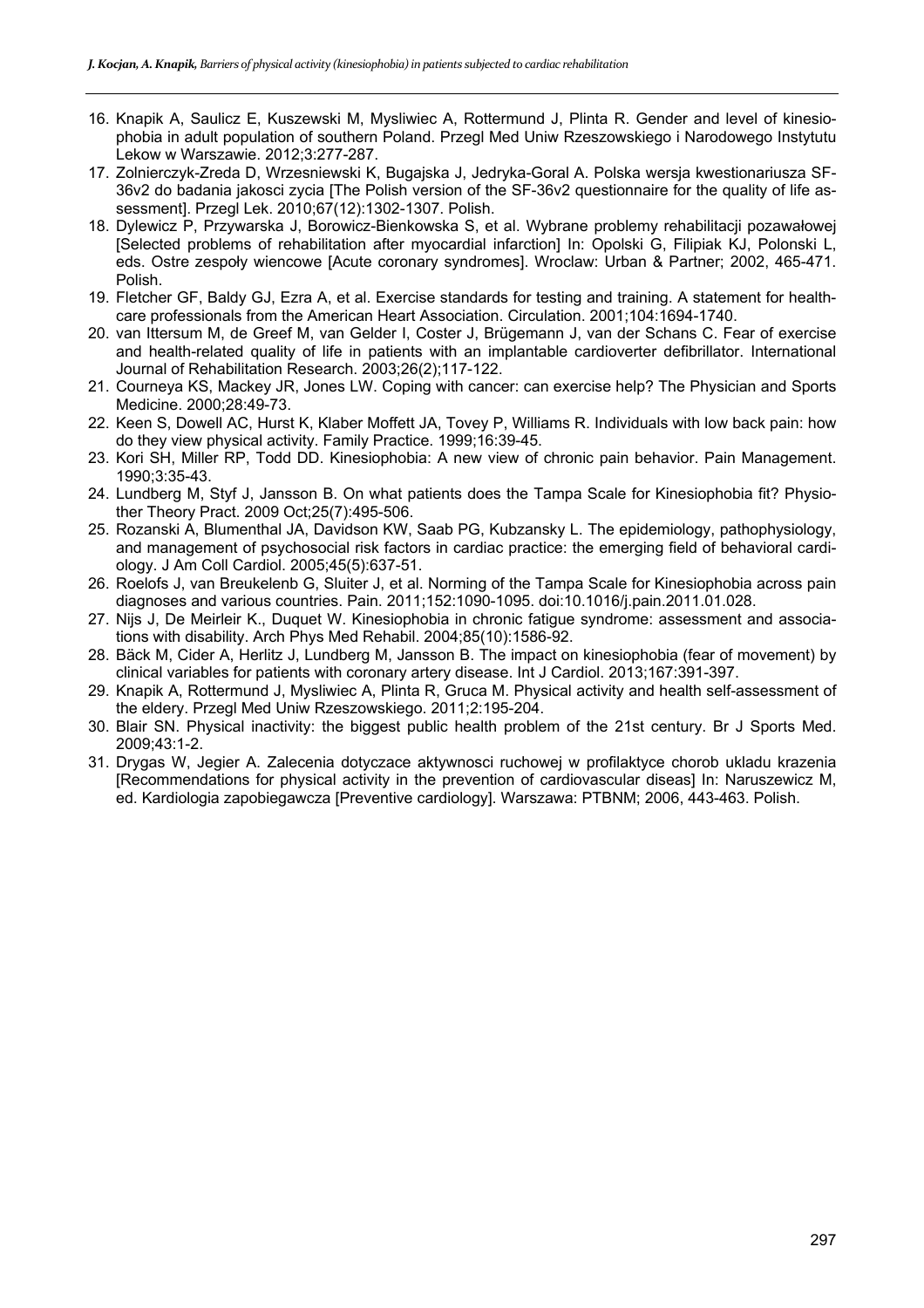16. Knapik A, Saulicz E, Kuszewski M, Mysliwiec A, Rottermund J, Plinta R. Gender and level of kinesiophobia in adult population of southern Poland. Przegl Med Uniw Rzeszowskiego i Narodowego Instytutu Lekow w Warszawie. 2012;3:277-287.
17. Zolnierczyk-Zreda D, Wrzesniewski K, Bugajska J, Jedryka-Goral A. Polska wersja kwestionariusza SF-36v2 do badania jakosci zycia [The Polish version of the SF-36v2 questionnaire for the quality of life assessment]. Przegl Lek. 2010;67(12):1302-1307. Polish.
18. Dylewicz P, Przywarska J, Borowicz-Bienkowska S, et al. Wybrane problemy rehabilitacji pozawałowej [Selected problems of rehabilitation after myocardial infarction] In: Opolski G, Filipiak KJ, Polonski L, eds. Ostre zespoły wiencowe [Acute coronary syndromes]. Wroclaw: Urban & Partner; 2002, 465-471. Polish.
19. Fletcher GF, Baldy GJ, Ezra A, et al. Exercise standards for testing and training. A statement for healthcare professionals from the American Heart Association. Circulation. 2001;104:1694-1740.
20. van Ittersum M, de Greef M, van Gelder I, Coster J, Brügemann J, van der Schans C. Fear of exercise and health-related quality of life in patients with an implantable cardioverter defibrillator. International Journal of Rehabilitation Research. 2003;26(2);117-122.
21. Courneya KS, Mackey JR, Jones LW. Coping with cancer: can exercise help? The Physician and Sports Medicine. 2000;28:49-73.
22. Keen S, Dowell AC, Hurst K, Klaber Moffett JA, Tovey P, Williams R. Individuals with low back pain: how do they view physical activity. Family Practice. 1999;16:39-45.
23. Kori SH, Miller RP, Todd DD. Kinesiophobia: A new view of chronic pain behavior. Pain Management. 1990;3:35-43.
24. Lundberg M, Styf J, Jansson B. On what patients does the Tampa Scale for Kinesiophobia fit? Physiother Theory Pract. 2009 Oct;25(7):495-506.
25. Rozanski A, Blumenthal JA, Davidson KW, Saab PG, Kubzansky L. The epidemiology, pathophysiology, and management of psychosocial risk factors in cardiac practice: the emerging field of behavioral cardiology. J Am Coll Cardiol. 2005;45(5):637-51.
26. Roelofs J, van Breukelenb G, Sluiter J, et al. Norming of the Tampa Scale for Kinesiophobia across pain diagnoses and various countries. Pain. 2011;152:1090-1095. doi:10.1016/j.pain.2011.01.028.
27. Nijs J, De Meirleir K., Duquet W. Kinesiophobia in chronic fatigue syndrome: assessment and associations with disability. Arch Phys Med Rehabil. 2004;85(10):1586-92.
28. Bäck M, Cider A, Herlitz J, Lundberg M, Jansson B. The impact on kinesiophobia (fear of movement) by clinical variables for patients with coronary artery disease. Int J Cardiol. 2013;167:391-397.
29. Knapik A, Rottermund J, Mysliwiec A, Plinta R, Gruca M. Physical activity and health self-assessment of the eldery. Przegl Med Uniw Rzeszowskiego. 2011;2:195-204.
30. Blair SN. Physical inactivity: the biggest public health problem of the 21st century. Br J Sports Med. 2009;43:1-2.
31. Drygas W, Jegier A. Zalecenia dotyczace aktywnosci ruchowej w profilaktyce chorob ukladu krazenia [Recommendations for physical activity in the prevention of cardiovascular diseas] In: Naruszewicz M, ed. Kardiologia zapobiegawcza [Preventive cardiology]. Warszawa: PTBNM; 2006, 443-463. Polish.